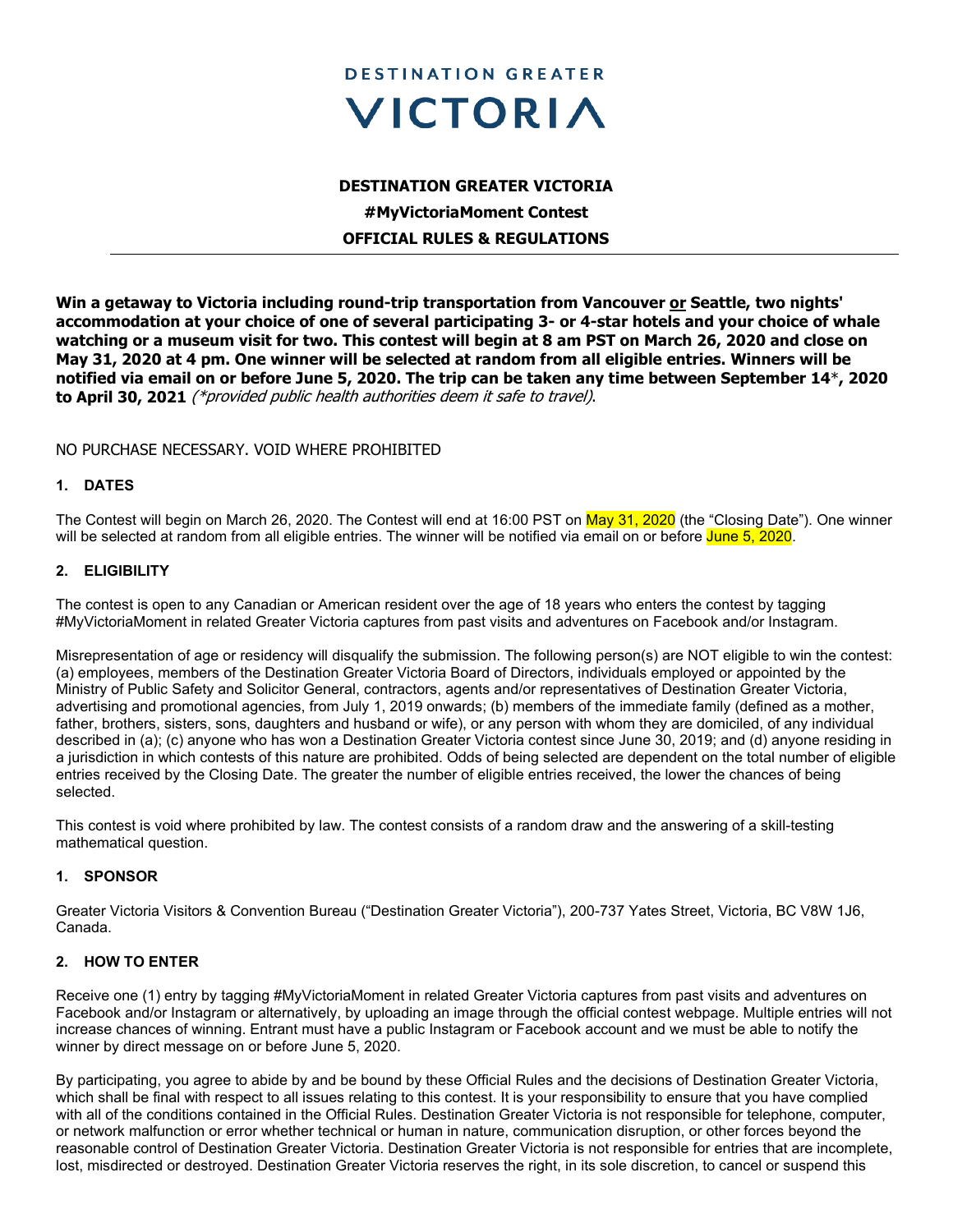DESTINATION GREATER

# VICTORIA

**DESTINATION GREATER VICTORIA**

**#MyVictoriaMoment Contest**

**OFFICIAL RULES & REGULATIONS**

---

**Win a getaway to Victoria including round-trip transportation from Vancouver <u>or</u> Seattle, two nights' accommodation at your choice of one of several participating 3- or 4-star hotels and your choice of whale watching or a museum visit for two. This contest will begin at 8 am PST on March 26, 2020 and close on May 31, 2020 at 4 pm. One winner will be selected at random from all eligible entries. Winners will be notified via email on or before June 5, 2020. The trip can be taken any time between September 14\*, 2020 to April 30, 2021** *(\*provided public health authorities deem it safe to travel).*

NO PURCHASE NECESSARY. VOID WHERE PROHIBITED

### 1. DATES

The Contest will begin on March 26, 2020. The Contest will end at 16:00 PST on May 31, 2020 (the "Closing Date"). One winner will be selected at random from all eligible entries. The winner will be notified via email on or before June 5, 2020.

### 2. ELIGIBILITY

The contest is open to any Canadian or American resident over the age of 18 years who enters the contest by tagging #MyVictoriaMoment in related Greater Victoria captures from past visits and adventures on Facebook and/or Instagram.

Misrepresentation of age or residency will disqualify the submission. The following person(s) are NOT eligible to win the contest: (a) employees, members of the Destination Greater Victoria Board of Directors, individuals employed or appointed by the Ministry of Public Safety and Solicitor General, contractors, agents and/or representatives of Destination Greater Victoria, advertising and promotional agencies, from July 1, 2019 onwards; (b) members of the immediate family (defined as a mother, father, brothers, sisters, sons, daughters and husband or wife), or any person with whom they are domiciled, of any individual described in (a); (c) anyone who has won a Destination Greater Victoria contest since June 30, 2019; and (d) anyone residing in a jurisdiction in which contests of this nature are prohibited. Odds of being selected are dependent on the total number of eligible entries received by the Closing Date. The greater the number of eligible entries received, the lower the chances of being selected.

This contest is void where prohibited by law. The contest consists of a random draw and the answering of a skill-testing mathematical question.

### 1. SPONSOR

Greater Victoria Visitors & Convention Bureau ("Destination Greater Victoria"), 200-737 Yates Street, Victoria, BC V8W 1J6, Canada.

### 2. HOW TO ENTER

Receive one (1) entry by tagging #MyVictoriaMoment in related Greater Victoria captures from past visits and adventures on Facebook and/or Instagram or alternatively, by uploading an image through the official contest webpage. Multiple entries will not increase chances of winning. Entrant must have a public Instagram or Facebook account and we must be able to notify the winner by direct message on or before June 5, 2020.

By participating, you agree to abide by and be bound by these Official Rules and the decisions of Destination Greater Victoria, which shall be final with respect to all issues relating to this contest. It is your responsibility to ensure that you have complied with all of the conditions contained in the Official Rules. Destination Greater Victoria is not responsible for telephone, computer, or network malfunction or error whether technical or human in nature, communication disruption, or other forces beyond the reasonable control of Destination Greater Victoria. Destination Greater Victoria is not responsible for entries that are incomplete, lost, misdirected or destroyed. Destination Greater Victoria reserves the right, in its sole discretion, to cancel or suspend this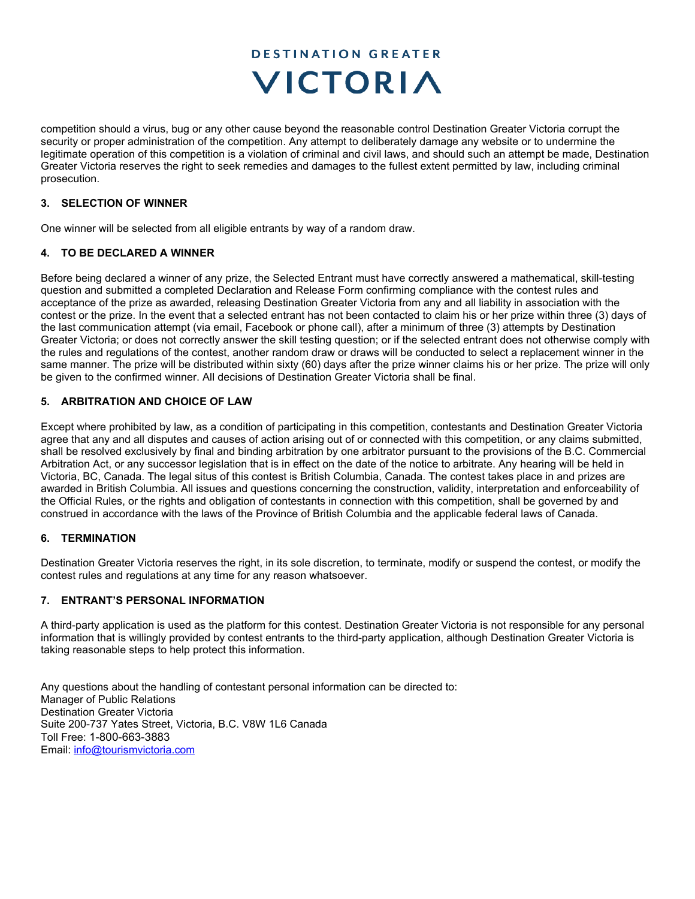competition should a virus, bug or any other cause beyond the reasonable control Destination Greater Victoria corrupt the security or proper administration of the competition. Any attempt to deliberately damage any website or to undermine the legitimate operation of this competition is a violation of criminal and civil laws, and should such an attempt be made, Destination Greater Victoria reserves the right to seek remedies and damages to the fullest extent permitted by law, including criminal prosecution.

### 3. SELECTION OF WINNER

One winner will be selected from all eligible entrants by way of a random draw.

### 4. TO BE DECLARED A WINNER

Before being declared a winner of any prize, the Selected Entrant must have correctly answered a mathematical, skill-testing question and submitted a completed Declaration and Release Form confirming compliance with the contest rules and acceptance of the prize as awarded, releasing Destination Greater Victoria from any and all liability in association with the contest or the prize. In the event that a selected entrant has not been contacted to claim his or her prize within three (3) days of the last communication attempt (via email, Facebook or phone call), after a minimum of three (3) attempts by Destination Greater Victoria; or does not correctly answer the skill testing question; or if the selected entrant does not otherwise comply with the rules and regulations of the contest, another random draw or draws will be conducted to select a replacement winner in the same manner. The prize will be distributed within sixty (60) days after the prize winner claims his or her prize. The prize will only be given to the confirmed winner. All decisions of Destination Greater Victoria shall be final.

### 5. ARBITRATION AND CHOICE OF LAW

Except where prohibited by law, as a condition of participating in this competition, contestants and Destination Greater Victoria agree that any and all disputes and causes of action arising out of or connected with this competition, or any claims submitted, shall be resolved exclusively by final and binding arbitration by one arbitrator pursuant to the provisions of the B.C. Commercial Arbitration Act, or any successor legislation that is in effect on the date of the notice to arbitrate. Any hearing will be held in Victoria, BC, Canada. The legal situs of this contest is British Columbia, Canada. The contest takes place in and prizes are awarded in British Columbia. All issues and questions concerning the construction, validity, interpretation and enforceability of the Official Rules, or the rights and obligation of contestants in connection with this competition, shall be governed by and construed in accordance with the laws of the Province of British Columbia and the applicable federal laws of Canada.

### 6. TERMINATION

Destination Greater Victoria reserves the right, in its sole discretion, to terminate, modify or suspend the contest, or modify the contest rules and regulations at any time for any reason whatsoever.

### 7. ENTRANT'S PERSONAL INFORMATION

A third-party application is used as the platform for this contest. Destination Greater Victoria is not responsible for any personal information that is willingly provided by contest entrants to the third-party application, although Destination Greater Victoria is taking reasonable steps to help protect this information.

Any questions about the handling of contestant personal information can be directed to:
Manager of Public Relations
Destination Greater Victoria
Suite 200-737 Yates Street, Victoria, B.C. V8W 1L6 Canada
Toll Free: 1-800-663-3883
Email: info@tourismvictoria.com